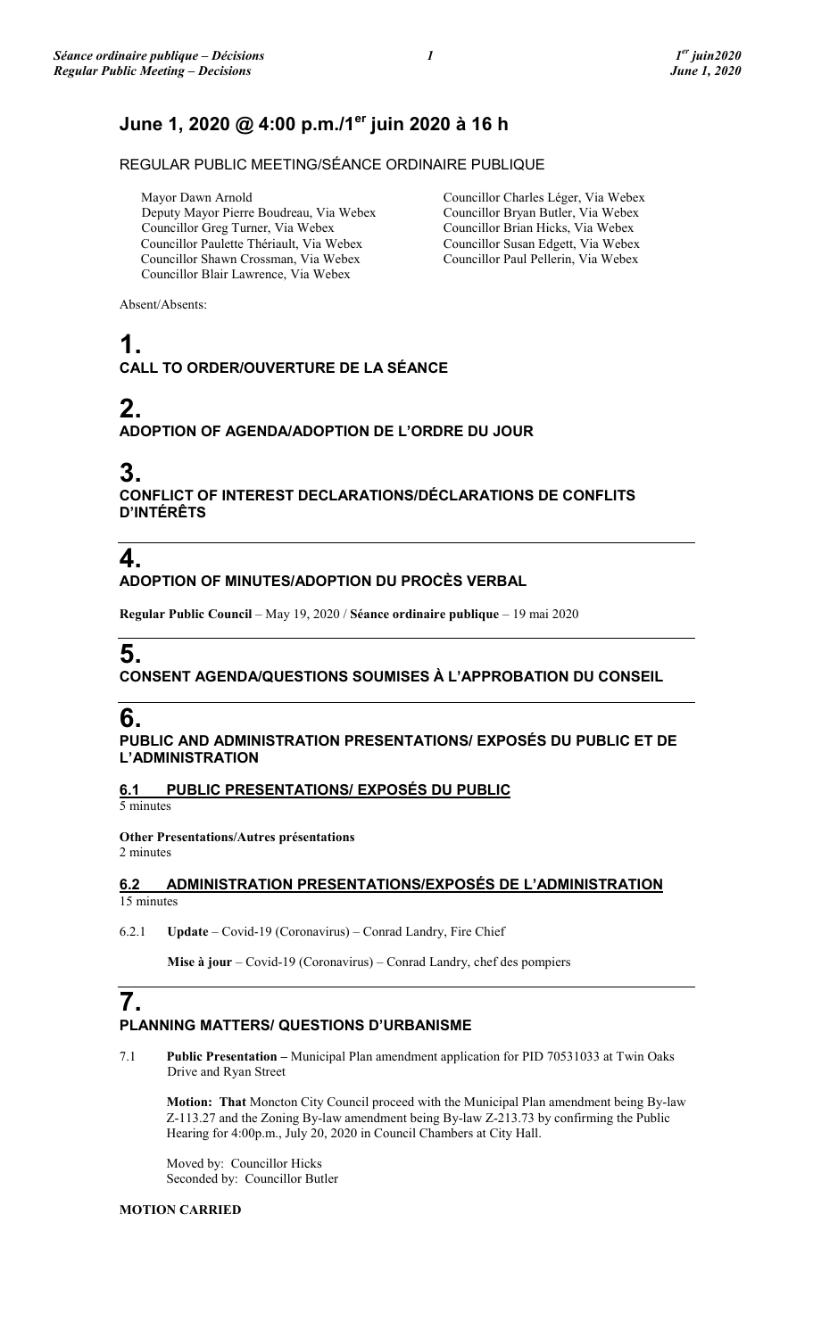# June 1, 2020 @ 4:00 p.m./1er juin 2020 à 16 h

REGULAR PUBLIC MEETING/SÉANCE ORDINAIRE PUBLIQUE

Mayor Dawn Arnold
Deputy Mayor Pierre Boudreau, Via Webex
Councillor Greg Turner, Via Webex
Councillor Paulette Thériault, Via Webex
Councillor Shawn Crossman, Via Webex
Councillor Blair Lawrence, Via Webex
Councillor Charles Léger, Via Webex
Councillor Bryan Butler, Via Webex
Councillor Brian Hicks, Via Webex
Councillor Susan Edgett, Via Webex
Councillor Paul Pellerin, Via Webex

Absent/Absents:

# 1.
## CALL TO ORDER/OUVERTURE DE LA SÉANCE

# 2.
## ADOPTION OF AGENDA/ADOPTION DE L'ORDRE DU JOUR

# 3.
## CONFLICT OF INTEREST DECLARATIONS/DÉCLARATIONS DE CONFLITS D'INTÉRÊTS

# 4.
## ADOPTION OF MINUTES/ADOPTION DU PROCÈS VERBAL

**Regular Public Council** – May 19, 2020 / **Séance ordinaire publique** – 19 mai 2020

# 5.
## CONSENT AGENDA/QUESTIONS SOUMISES À L'APPROBATION DU CONSEIL

# 6.
## PUBLIC AND ADMINISTRATION PRESENTATIONS/ EXPOSÉS DU PUBLIC ET DE L'ADMINISTRATION

### 6.1 PUBLIC PRESENTATIONS/ EXPOSÉS DU PUBLIC

5 minutes

**Other Presentations/Autres présentations**
2 minutes

### 6.2 ADMINISTRATION PRESENTATIONS/EXPOSÉS DE L'ADMINISTRATION

15 minutes

6.2.1 **Update** – Covid-19 (Coronavirus) – Conrad Landry, Fire Chief

**Mise à jour** – Covid-19 (Coronavirus) – Conrad Landry, chef des pompiers

# 7.
## PLANNING MATTERS/ QUESTIONS D'URBANISME

7.1 **Public Presentation –** Municipal Plan amendment application for PID 70531033 at Twin Oaks Drive and Ryan Street

**Motion: That** Moncton City Council proceed with the Municipal Plan amendment being By-law Z-113.27 and the Zoning By-law amendment being By-law Z-213.73 by confirming the Public Hearing for 4:00p.m., July 20, 2020 in Council Chambers at City Hall.

Moved by: Councillor Hicks
Seconded by: Councillor Butler

**MOTION CARRIED**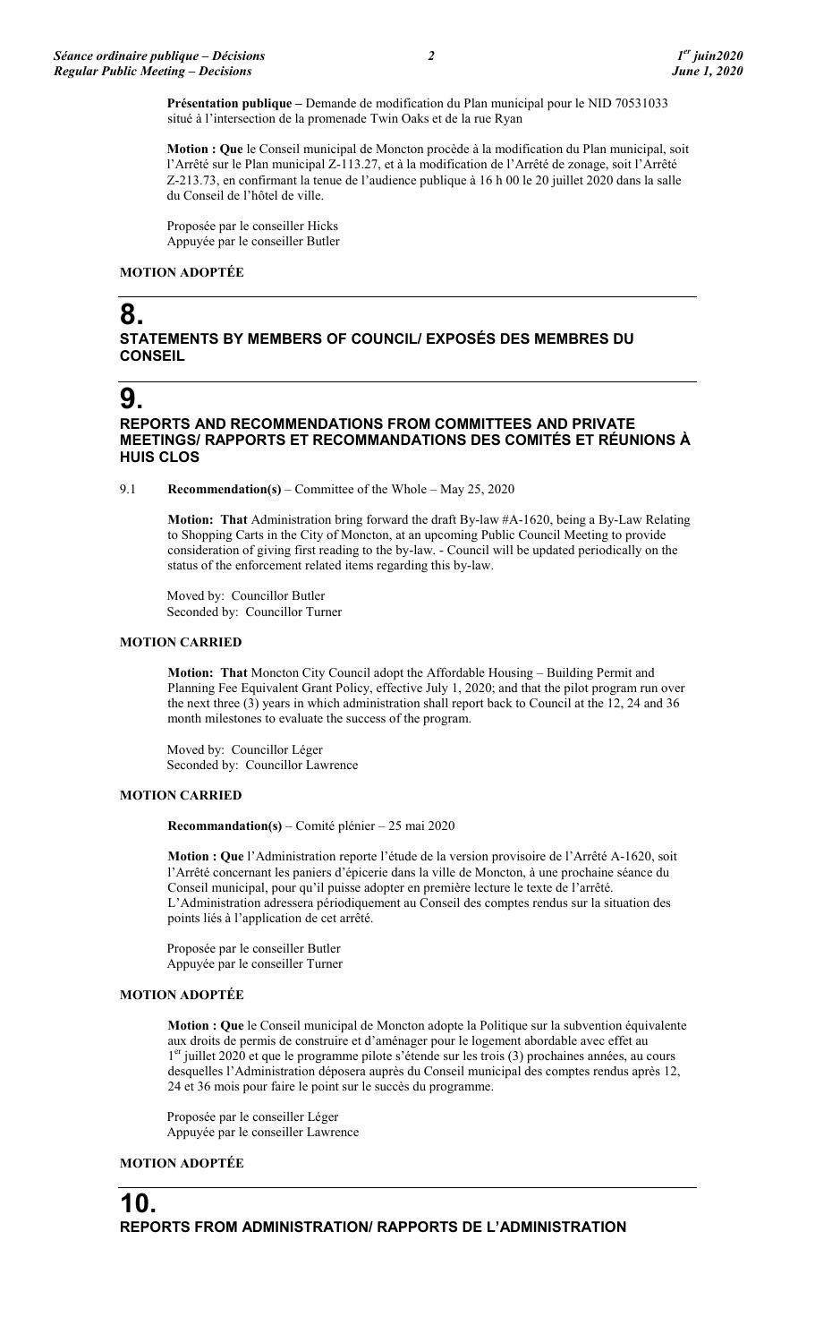**Présentation publique –** Demande de modification du Plan municipal pour le NID 70531033 situé à l'intersection de la promenade Twin Oaks et de la rue Ryan

**Motion : Que** le Conseil municipal de Moncton procède à la modification du Plan municipal, soit l'Arrêté sur le Plan municipal Z-113.27, et à la modification de l'Arrêté de zonage, soit l'Arrêté Z-213.73, en confirmant la tenue de l'audience publique à 16 h 00 le 20 juillet 2020 dans la salle du Conseil de l'hôtel de ville.

Proposée par le conseiller Hicks
Appuyée par le conseiller Butler

**MOTION ADOPTÉE**

# 8. STATEMENTS BY MEMBERS OF COUNCIL/ EXPOSÉS DES MEMBRES DU CONSEIL

# 9. REPORTS AND RECOMMENDATIONS FROM COMMITTEES AND PRIVATE MEETINGS/ RAPPORTS ET RECOMMANDATIONS DES COMITÉS ET RÉUNIONS À HUIS CLOS

9.1 **Recommendation(s)** – Committee of the Whole – May 25, 2020

**Motion: That** Administration bring forward the draft By-law #A-1620, being a By-Law Relating to Shopping Carts in the City of Moncton, at an upcoming Public Council Meeting to provide consideration of giving first reading to the by-law. - Council will be updated periodically on the status of the enforcement related items regarding this by-law.

Moved by: Councillor Butler
Seconded by: Councillor Turner

**MOTION CARRIED**

**Motion: That** Moncton City Council adopt the Affordable Housing – Building Permit and Planning Fee Equivalent Grant Policy, effective July 1, 2020; and that the pilot program run over the next three (3) years in which administration shall report back to Council at the 12, 24 and 36 month milestones to evaluate the success of the program.

Moved by: Councillor Léger
Seconded by: Councillor Lawrence

**MOTION CARRIED**

**Recommandation(s)** – Comité plénier – 25 mai 2020

**Motion : Que** l'Administration reporte l'étude de la version provisoire de l'Arrêté A-1620, soit l'Arrêté concernant les paniers d'épicerie dans la ville de Moncton, à une prochaine séance du Conseil municipal, pour qu'il puisse adopter en première lecture le texte de l'arrêté. L'Administration adressera périodiquement au Conseil des comptes rendus sur la situation des points liés à l'application de cet arrêté.

Proposée par le conseiller Butler
Appuyée par le conseiller Turner

**MOTION ADOPTÉE**

**Motion : Que** le Conseil municipal de Moncton adopte la Politique sur la subvention équivalente aux droits de permis de construire et d'aménager pour le logement abordable avec effet au 1er juillet 2020 et que le programme pilote s'étende sur les trois (3) prochaines années, au cours desquelles l'Administration déposera auprès du Conseil municipal des comptes rendus après 12, 24 et 36 mois pour faire le point sur le succès du programme.

Proposée par le conseiller Léger
Appuyée par le conseiller Lawrence

**MOTION ADOPTÉE**

# 10. REPORTS FROM ADMINISTRATION/ RAPPORTS DE L'ADMINISTRATION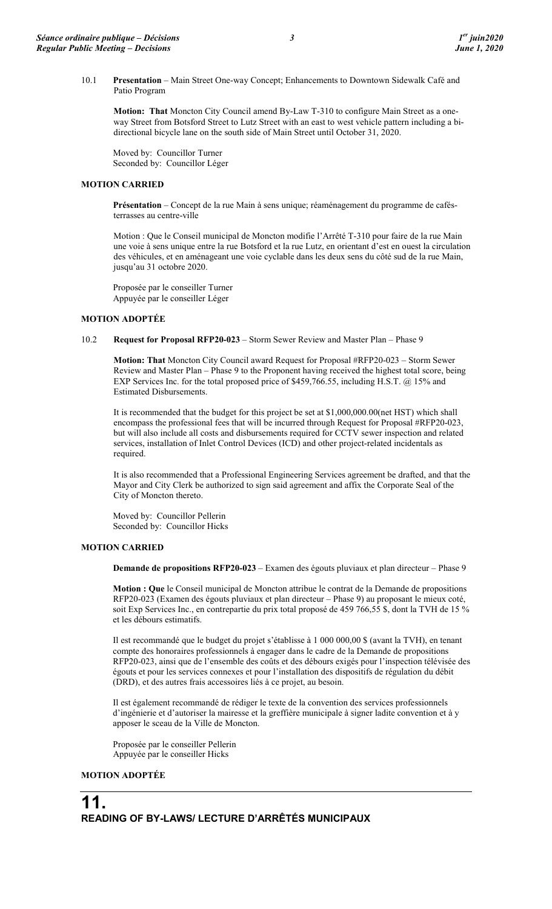10.1 **Presentation** – Main Street One-way Concept; Enhancements to Downtown Sidewalk Café and Patio Program

**Motion: That** Moncton City Council amend By-Law T-310 to configure Main Street as a one-way Street from Botsford Street to Lutz Street with an east to west vehicle pattern including a bi-directional bicycle lane on the south side of Main Street until October 31, 2020.

Moved by: Councillor Turner
Seconded by: Councillor Léger

**MOTION CARRIED**

**Présentation** – Concept de la rue Main à sens unique; réaménagement du programme de cafés-terrasses au centre-ville

Motion : Que le Conseil municipal de Moncton modifie l'Arrêté T-310 pour faire de la rue Main une voie à sens unique entre la rue Botsford et la rue Lutz, en orientant d'est en ouest la circulation des véhicules, et en aménageant une voie cyclable dans les deux sens du côté sud de la rue Main, jusqu'au 31 octobre 2020.

Proposée par le conseiller Turner
Appuyée par le conseiller Léger

**MOTION ADOPTÉE**

10.2 **Request for Proposal RFP20-023** – Storm Sewer Review and Master Plan – Phase 9

**Motion: That** Moncton City Council award Request for Proposal #RFP20-023 – Storm Sewer Review and Master Plan – Phase 9 to the Proponent having received the highest total score, being EXP Services Inc. for the total proposed price of $459,766.55, including H.S.T. @ 15% and Estimated Disbursements.

It is recommended that the budget for this project be set at $1,000,000.00(net HST) which shall encompass the professional fees that will be incurred through Request for Proposal #RFP20-023, but will also include all costs and disbursements required for CCTV sewer inspection and related services, installation of Inlet Control Devices (ICD) and other project-related incidentals as required.

It is also recommended that a Professional Engineering Services agreement be drafted, and that the Mayor and City Clerk be authorized to sign said agreement and affix the Corporate Seal of the City of Moncton thereto.

Moved by: Councillor Pellerin
Seconded by: Councillor Hicks

**MOTION CARRIED**

**Demande de propositions RFP20-023** – Examen des égouts pluviaux et plan directeur – Phase 9

**Motion : Que** le Conseil municipal de Moncton attribue le contrat de la Demande de propositions RFP20-023 (Examen des égouts pluviaux et plan directeur – Phase 9) au proposant le mieux coté, soit Exp Services Inc., en contrepartie du prix total proposé de 459 766,55 $, dont la TVH de 15 % et les débours estimatifs.

Il est recommandé que le budget du projet s'établisse à 1 000 000,00 $ (avant la TVH), en tenant compte des honoraires professionnels à engager dans le cadre de la Demande de propositions RFP20-023, ainsi que de l'ensemble des coûts et des débours exigés pour l'inspection télévisée des égouts et pour les services connexes et pour l'installation des dispositifs de régulation du débit (DRD), et des autres frais accessoires liés à ce projet, au besoin.

Il est également recommandé de rédiger le texte de la convention des services professionnels d'ingénierie et d'autoriser la mairesse et la greffière municipale à signer ladite convention et à y apposer le sceau de la Ville de Moncton.

Proposée par le conseiller Pellerin
Appuyée par le conseiller Hicks

**MOTION ADOPTÉE**

# 11. READING OF BY-LAWS/ LECTURE D'ARRÊTÉS MUNICIPAUX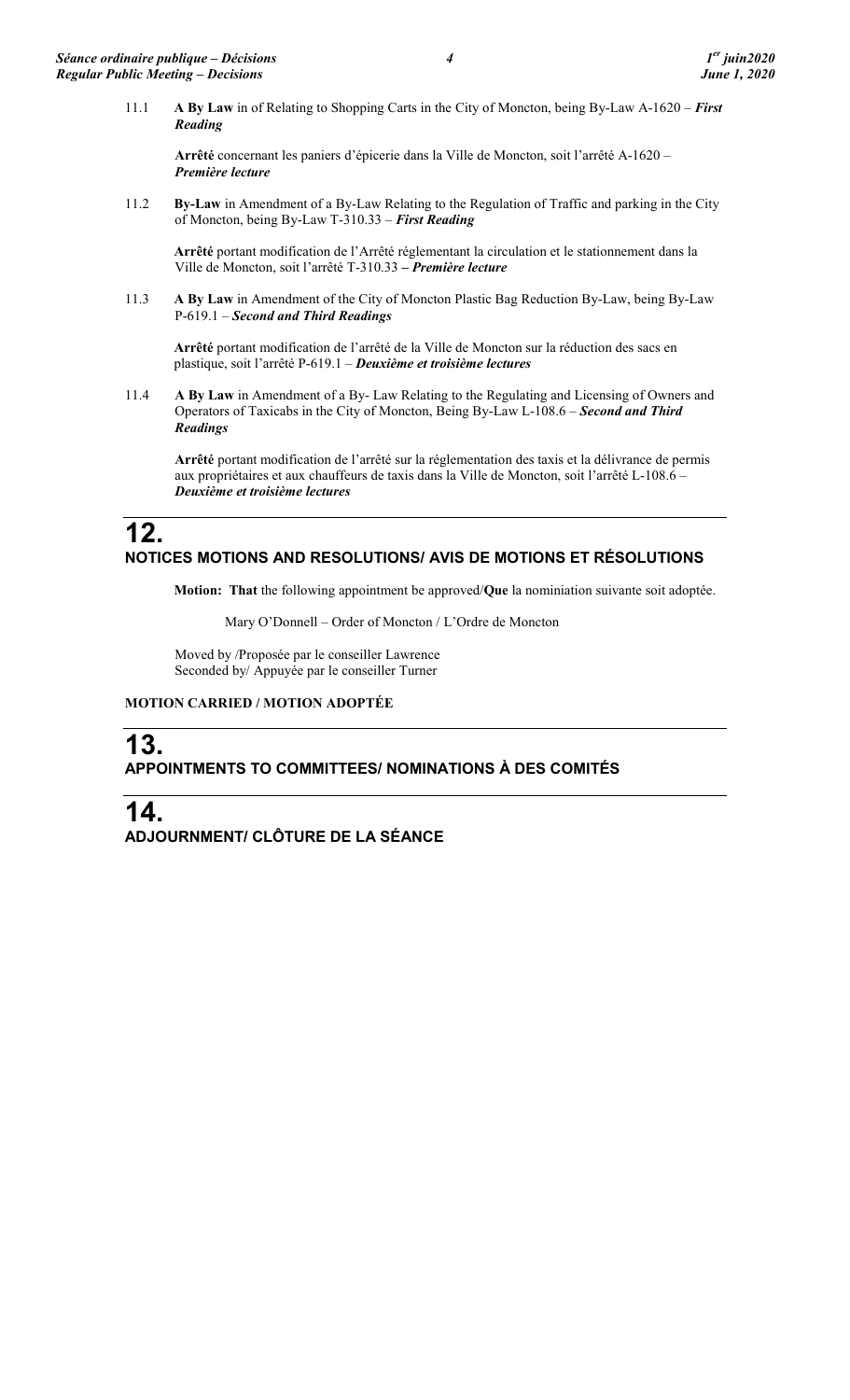11.1 **A By Law** in of Relating to Shopping Carts in the City of Moncton, being By-Law A-1620 – ***First Reading***

**Arrêté** concernant les paniers d'épicerie dans la Ville de Moncton, soit l'arrêté A-1620 – ***Première lecture***

11.2 **By-Law** in Amendment of a By-Law Relating to the Regulation of Traffic and parking in the City of Moncton, being By-Law T-310.33 – ***First Reading***

**Arrêté** portant modification de l'Arrêté réglementant la circulation et le stationnement dans la Ville de Moncton, soit l'arrêté T-310.33 **–** ***Première lecture***

11.3 **A By Law** in Amendment of the City of Moncton Plastic Bag Reduction By-Law, being By-Law P-619.1 – ***Second and Third Readings***

**Arrêté** portant modification de l'arrêté de la Ville de Moncton sur la réduction des sacs en plastique, soit l'arrêté P-619.1 – ***Deuxième et troisième lectures***

11.4 **A By Law** in Amendment of a By- Law Relating to the Regulating and Licensing of Owners and Operators of Taxicabs in the City of Moncton, Being By-Law L-108.6 – ***Second and Third Readings***

**Arrêté** portant modification de l'arrêté sur la réglementation des taxis et la délivrance de permis aux propriétaires et aux chauffeurs de taxis dans la Ville de Moncton, soit l'arrêté L-108.6 – ***Deuxième et troisième lectures***

## 12.
## NOTICES MOTIONS AND RESOLUTIONS/ AVIS DE MOTIONS ET RÉSOLUTIONS

**Motion: That** the following appointment be approved/**Que** la nominiation suivante soit adoptée.

Mary O'Donnell – Order of Moncton / L'Ordre de Moncton

Moved by /Proposée par le conseiller Lawrence
Seconded by/ Appuyée par le conseiller Turner

**MOTION CARRIED / MOTION ADOPTÉE**

## 13.
## APPOINTMENTS TO COMMITTEES/ NOMINATIONS À DES COMITÉS

## 14.
## ADJOURNMENT/ CLÔTURE DE LA SÉANCE